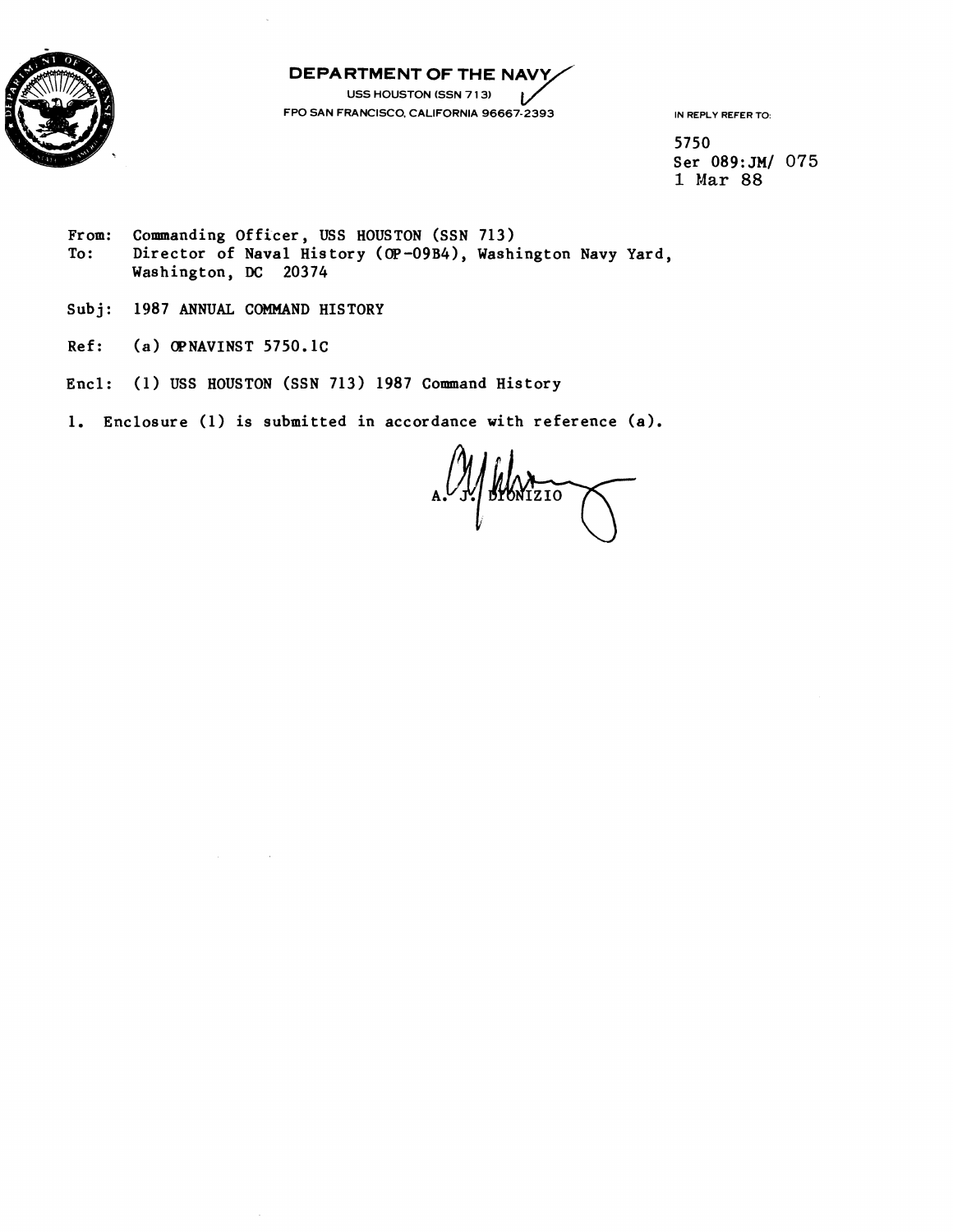**DEPARTMENT OF THE NAVY**
USS HOUSTON (SSN 713)
FPO SAN FRANCISCO, CALIFORNIA 96667-2393

IN REPLY REFER TO:

5750
Ser 089:JM/ 075
1 Mar 88

From: Commanding Officer, USS HOUSTON (SSN 713)
To: Director of Naval History (OP-09B4), Washington Navy Yard, Washington, DC 20374

Subj: 1987 ANNUAL COMMAND HISTORY

Ref: (a) OPNAVINST 5750.1C

Encl: (1) USS HOUSTON (SSN 713) 1987 Command History

1. Enclosure (1) is submitted in accordance with reference (a).

A. J. DIONIZIO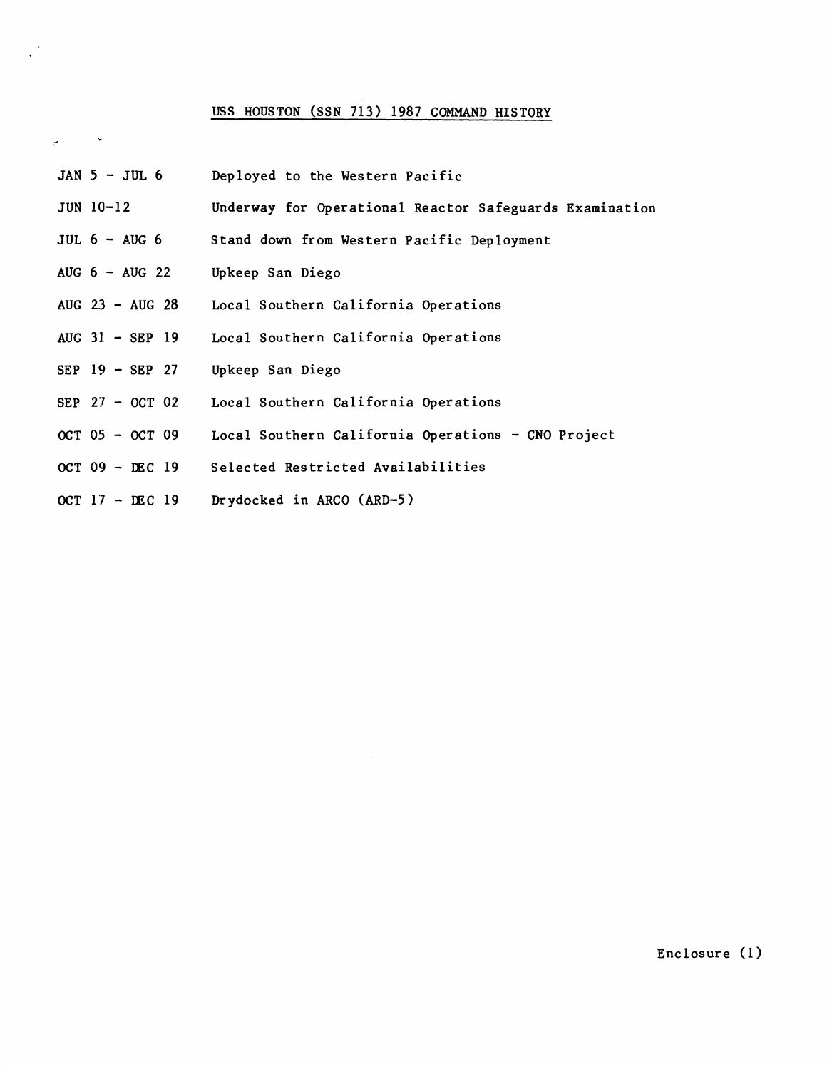## USS HOUSTON (SSN 713) 1987 COMMAND HISTORY

| | |
|---|---|
| JAN 5 - JUL 6 | Deployed to the Western Pacific |
| JUN 10-12 | Underway for Operational Reactor Safeguards Examination |
| JUL 6 - AUG 6 | Stand down from Western Pacific Deployment |
| AUG 6 - AUG 22 | Upkeep San Diego |
| AUG 23 - AUG 28 | Local Southern California Operations |
| AUG 31 - SEP 19 | Local Southern California Operations |
| SEP 19 - SEP 27 | Upkeep San Diego |
| SEP 27 - OCT 02 | Local Southern California Operations |
| OCT 05 - OCT 09 | Local Southern California Operations - CNO Project |
| OCT 09 - DEC 19 | Selected Restricted Availabilities |
| OCT 17 - DEC 19 | Drydocked in ARCO (ARD-5) |

Enclosure (1)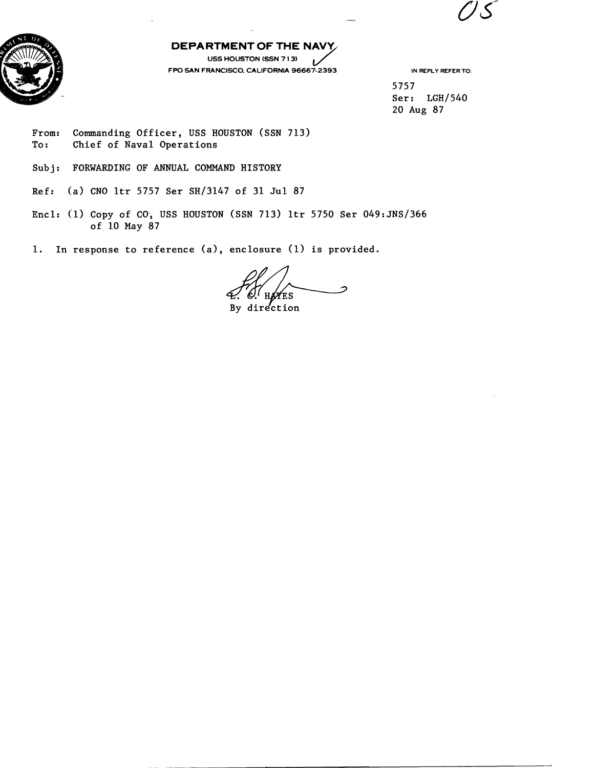OS

**DEPARTMENT OF THE NAVY**
USS HOUSTON (SSN 713)
FPO SAN FRANCISCO, CALIFORNIA 96667-2393

IN REPLY REFER TO:

5757
Ser: LGH/540
20 Aug 87

From: Commanding Officer, USS HOUSTON (SSN 713)
To: Chief of Naval Operations

Subj: FORWARDING OF ANNUAL COMMAND HISTORY

Ref: (a) CNO ltr 5757 Ser SH/3147 of 31 Jul 87

Encl: (1) Copy of CO, USS HOUSTON (SSN 713) ltr 5750 Ser 049:JNS/366 of 10 May 87

1. In response to reference (a), enclosure (1) is provided.

L. G. HAYES
By direction